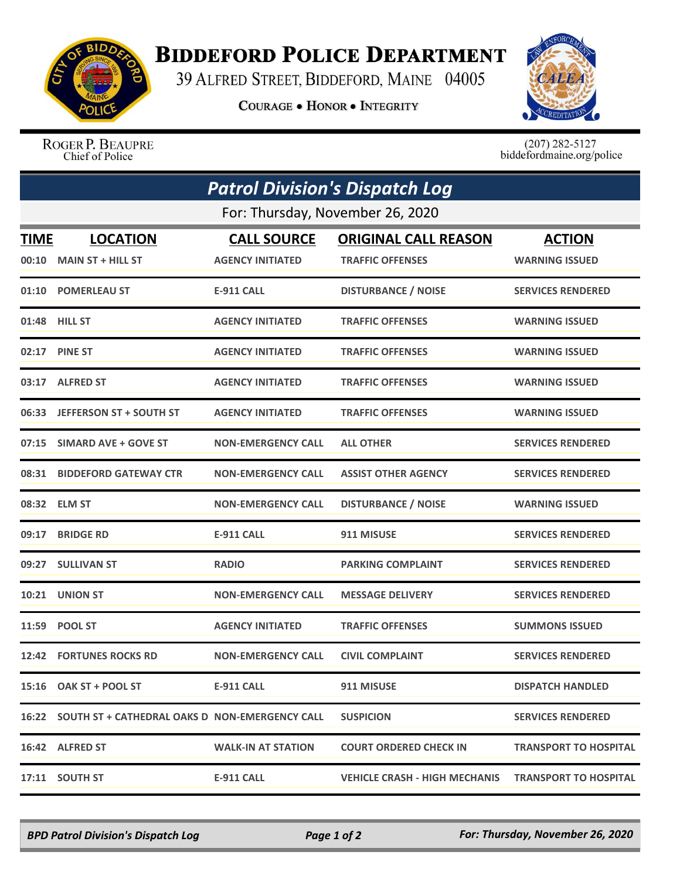# BIDDEFORD POLICE DEPARTMENT

39 ALFRED STREET, BIDDEFORD, MAINE 04005

COURAGE • HONOR • INTEGRITY

ROGER P. BEAUPRE
Chief of Police

(207) 282-5127
biddefordmaine.org/police

## Patrol Division's Dispatch Log

For: Thursday, November 26, 2020

| TIME | LOCATION | CALL SOURCE | ORIGINAL CALL REASON | ACTION |
|---|---|---|---|---|
| 00:10 | MAIN ST + HILL ST | AGENCY INITIATED | TRAFFIC OFFENSES | WARNING ISSUED |
| 01:10 | POMERLEAU ST | E-911 CALL | DISTURBANCE / NOISE | SERVICES RENDERED |
| 01:48 | HILL ST | AGENCY INITIATED | TRAFFIC OFFENSES | WARNING ISSUED |
| 02:17 | PINE ST | AGENCY INITIATED | TRAFFIC OFFENSES | WARNING ISSUED |
| 03:17 | ALFRED ST | AGENCY INITIATED | TRAFFIC OFFENSES | WARNING ISSUED |
| 06:33 | JEFFERSON ST + SOUTH ST | AGENCY INITIATED | TRAFFIC OFFENSES | WARNING ISSUED |
| 07:15 | SIMARD AVE + GOVE ST | NON-EMERGENCY CALL | ALL OTHER | SERVICES RENDERED |
| 08:31 | BIDDEFORD GATEWAY CTR | NON-EMERGENCY CALL | ASSIST OTHER AGENCY | SERVICES RENDERED |
| 08:32 | ELM ST | NON-EMERGENCY CALL | DISTURBANCE / NOISE | WARNING ISSUED |
| 09:17 | BRIDGE RD | E-911 CALL | 911 MISUSE | SERVICES RENDERED |
| 09:27 | SULLIVAN ST | RADIO | PARKING COMPLAINT | SERVICES RENDERED |
| 10:21 | UNION ST | NON-EMERGENCY CALL | MESSAGE DELIVERY | SERVICES RENDERED |
| 11:59 | POOL ST | AGENCY INITIATED | TRAFFIC OFFENSES | SUMMONS ISSUED |
| 12:42 | FORTUNES ROCKS RD | NON-EMERGENCY CALL | CIVIL COMPLAINT | SERVICES RENDERED |
| 15:16 | OAK ST + POOL ST | E-911 CALL | 911 MISUSE | DISPATCH HANDLED |
| 16:22 | SOUTH ST + CATHEDRAL OAKS D | NON-EMERGENCY CALL | SUSPICION | SERVICES RENDERED |
| 16:42 | ALFRED ST | WALK-IN AT STATION | COURT ORDERED CHECK IN | TRANSPORT TO HOSPITAL |
| 17:11 | SOUTH ST | E-911 CALL | VEHICLE CRASH - HIGH MECHANIS | TRANSPORT TO HOSPITAL |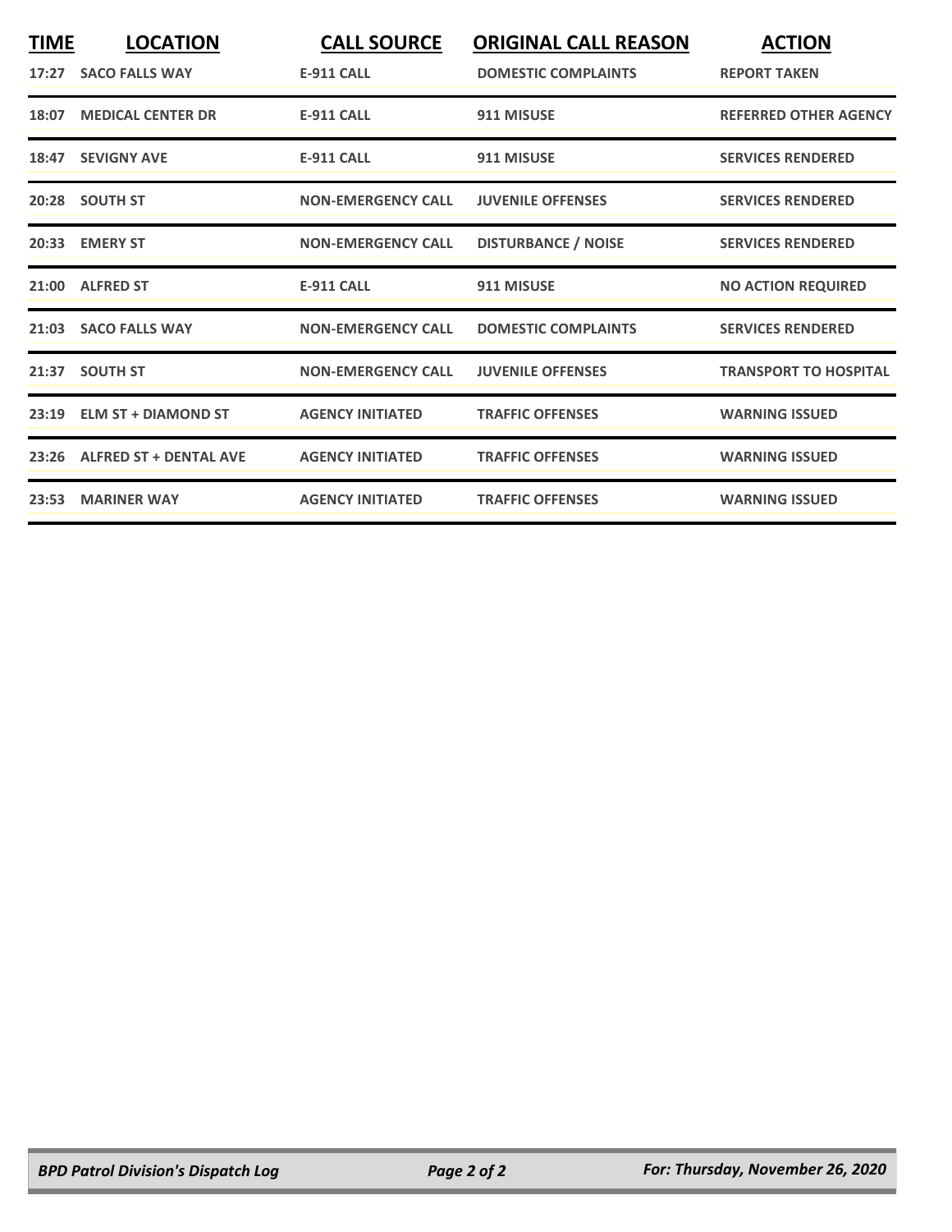| TIME | LOCATION | CALL SOURCE | ORIGINAL CALL REASON | ACTION |
| --- | --- | --- | --- | --- |
| 17:27 | SACO FALLS WAY | E-911 CALL | DOMESTIC COMPLAINTS | REPORT TAKEN |
| 18:07 | MEDICAL CENTER DR | E-911 CALL | 911 MISUSE | REFERRED OTHER AGENCY |
| 18:47 | SEVIGNY AVE | E-911 CALL | 911 MISUSE | SERVICES RENDERED |
| 20:28 | SOUTH ST | NON-EMERGENCY CALL | JUVENILE OFFENSES | SERVICES RENDERED |
| 20:33 | EMERY ST | NON-EMERGENCY CALL | DISTURBANCE / NOISE | SERVICES RENDERED |
| 21:00 | ALFRED ST | E-911 CALL | 911 MISUSE | NO ACTION REQUIRED |
| 21:03 | SACO FALLS WAY | NON-EMERGENCY CALL | DOMESTIC COMPLAINTS | SERVICES RENDERED |
| 21:37 | SOUTH ST | NON-EMERGENCY CALL | JUVENILE OFFENSES | TRANSPORT TO HOSPITAL |
| 23:19 | ELM ST + DIAMOND ST | AGENCY INITIATED | TRAFFIC OFFENSES | WARNING ISSUED |
| 23:26 | ALFRED ST + DENTAL AVE | AGENCY INITIATED | TRAFFIC OFFENSES | WARNING ISSUED |
| 23:53 | MARINER WAY | AGENCY INITIATED | TRAFFIC OFFENSES | WARNING ISSUED |